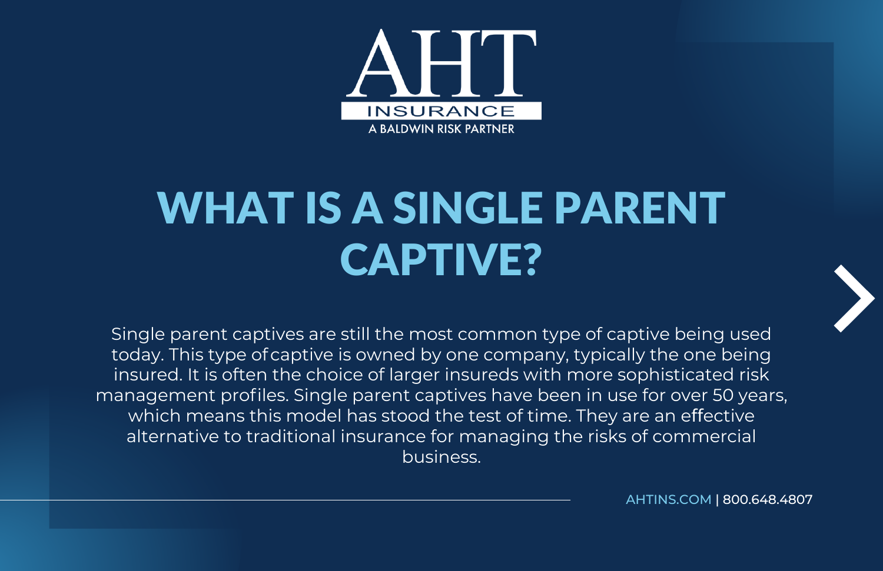AHT INSURANCE

A BALDWIN RISK PARTNER

# WHAT IS A SINGLE PARENT CAPTIVE?

Single parent captives are still the most common type of captive being used today. This type of captive is owned by one company, typically the one being insured. It is often the choice of larger insureds with more sophisticated risk management profiles. Single parent captives have been in use for over 50 years, which means this model has stood the test of time. They are an effective alternative to traditional insurance for managing the risks of commercial business.

AHTINS.COM | 800.648.4807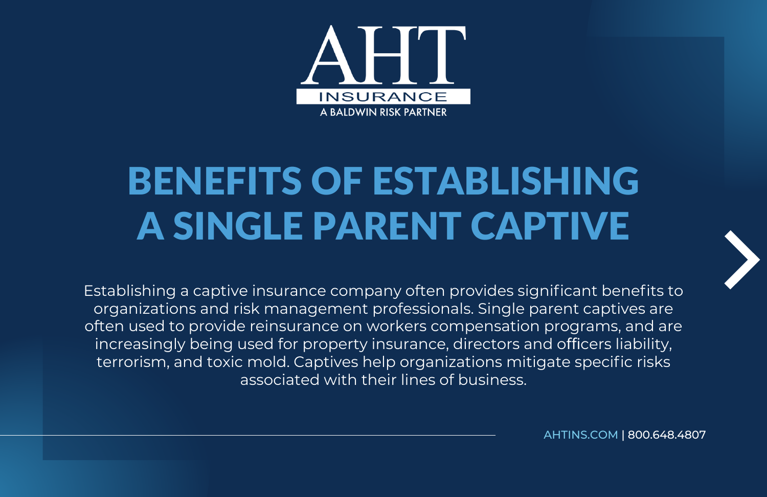AHT INSURANCE

A BALDWIN RISK PARTNER

# BENEFITS OF ESTABLISHING A SINGLE PARENT CAPTIVE

Establishing a captive insurance company often provides significant benefits to organizations and risk management professionals. Single parent captives are often used to provide reinsurance on workers compensation programs, and are increasingly being used for property insurance, directors and officers liability, terrorism, and toxic mold. Captives help organizations mitigate specific risks associated with their lines of business.

AHTINS.COM | 800.648.4807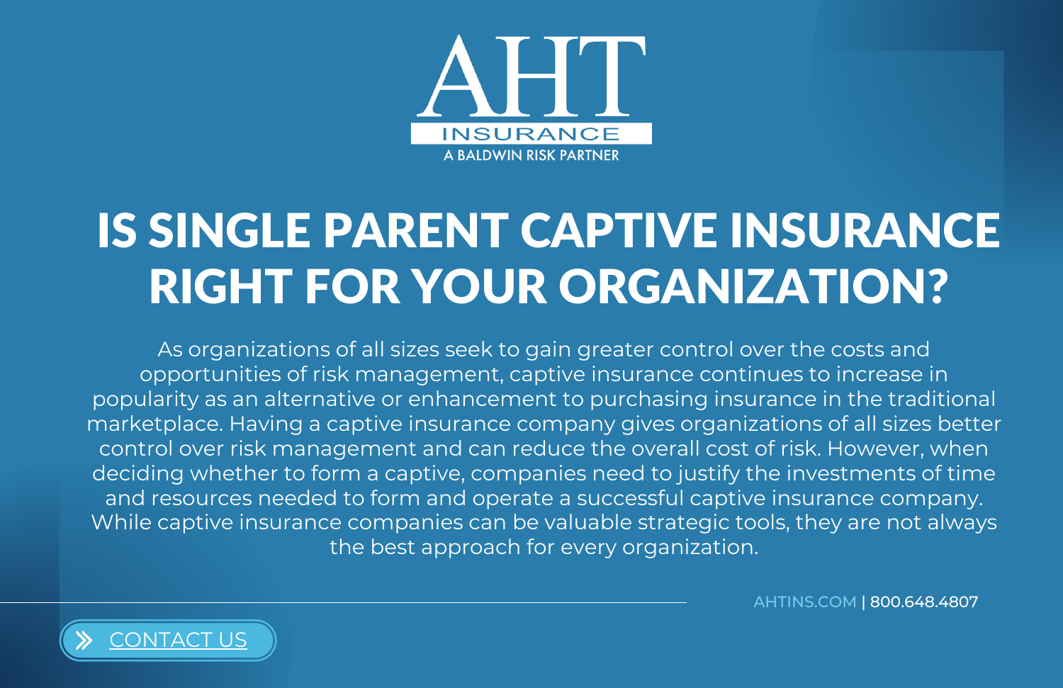AHT

INSURANCE

A BALDWIN RISK PARTNER

# IS SINGLE PARENT CAPTIVE INSURANCE RIGHT FOR YOUR ORGANIZATION?

As organizations of all sizes seek to gain greater control over the costs and opportunities of risk management, captive insurance continues to increase in popularity as an alternative or enhancement to purchasing insurance in the traditional marketplace. Having a captive insurance company gives organizations of all sizes better control over risk management and can reduce the overall cost of risk. However, when deciding whether to form a captive, companies need to justify the investments of time and resources needed to form and operate a successful captive insurance company. While captive insurance companies can be valuable strategic tools, they are not always the best approach for every organization.

AHTINS.COM | 800.648.4807

» CONTACT US